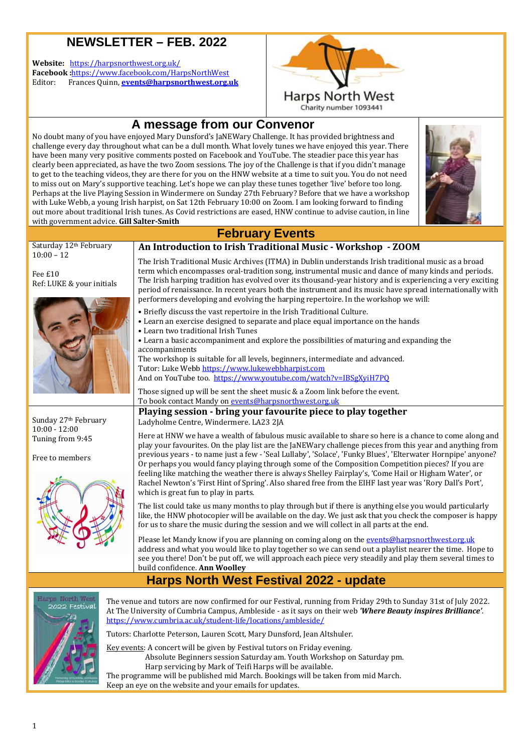# NEWSLETTER – FEB. 2022

**Website:** https://harpsnorthwest.org.uk/
**Facebook :**https://www.facebook.com/HarpsNorthWest
Editor: Frances Quinn, **events@harpsnorthwest.org.uk**

Harps North West
Charity number 1093441

## A message from our Convenor

No doubt many of you have enjoyed Mary Dunsford's JaNEWary Challenge. It has provided brightness and challenge every day throughout what can be a dull month. What lovely tunes we have enjoyed this year. There have been many very positive comments posted on Facebook and YouTube. The steadier pace this year has clearly been appreciated, as have the two Zoom sessions. The joy of the Challenge is that if you didn't manage to get to the teaching videos, they are there for you on the HNW website at a time to suit you. You do not need to miss out on Mary's supportive teaching. Let's hope we can play these tunes together 'live' before too long. Perhaps at the live Playing Session in Windermere on Sunday 27th February? Before that we have a workshop with Luke Webb, a young Irish harpist, on Sat 12th February 10:00 on Zoom. I am looking forward to finding out more about traditional Irish tunes. As Covid restrictions are eased, HNW continue to advise caution, in line with government advice. **Gill Salter-Smith**

## February Events

Saturday 12th February
10:00 – 12

Fee £10
Ref: LUKE & your initials

### An Introduction to Irish Traditional Music - Workshop - ZOOM

The Irish Traditional Music Archives (ITMA) in Dublin understands Irish traditional music as a broad term which encompasses oral-tradition song, instrumental music and dance of many kinds and periods. The Irish harping tradition has evolved over its thousand-year history and is experiencing a very exciting period of renaissance. In recent years both the instrument and its music have spread internationally with performers developing and evolving the harping repertoire. In the workshop we will:

- Briefly discuss the vast repertoire in the Irish Traditional Culture.
- Learn an exercise designed to separate and place equal importance on the hands
- Learn two traditional Irish Tunes
- Learn a basic accompaniment and explore the possibilities of maturing and expanding the accompaniments

The workshop is suitable for all levels, beginners, intermediate and advanced.
Tutor: Luke Webb https://www.lukewebbharpist.com
And on YouTube too. https://www.youtube.com/watch?v=IBSgXyiH7PQ

Those signed up will be sent the sheet music & a Zoom link before the event.
To book contact Mandy on events@harpsnorthwest.org.uk

Sunday 27th February
10:00 - 12:00
Tuning from 9:45

Free to members

### Playing session - bring your favourite piece to play together

Ladyholme Centre, Windermere. LA23 2JA

Here at HNW we have a wealth of fabulous music available to share so here is a chance to come along and play your favourites. On the play list are the JaNEWary challenge pieces from this year and anything from previous years - to name just a few - 'Seal Lullaby', 'Solace', 'Funky Blues', 'Elterwater Hornpipe' anyone? Or perhaps you would fancy playing through some of the Composition Competition pieces? If you are feeling like matching the weather there is always Shelley Fairplay's, 'Come Hail or Higham Water', or Rachel Newton's 'First Hint of Spring'. Also shared free from the EIHF last year was 'Rory Dall's Port', which is great fun to play in parts.

The list could take us many months to play through but if there is anything else you would particularly like, the HNW photocopier will be available on the day. We just ask that you check the composer is happy for us to share the music during the session and we will collect in all parts at the end.

Please let Mandy know if you are planning on coming along on the events@harpsnorthwest.org.uk address and what you would like to play together so we can send out a playlist nearer the time. Hope to see you there! Don't be put off, we will approach each piece very steadily and play them several times to build confidence. **Ann Woolley**

## Harps North West Festival 2022 - update

The venue and tutors are now confirmed for our Festival, running from Friday 29th to Sunday 31st of July 2022. At The University of Cumbria Campus, Ambleside - as it says on their web ***'Where Beauty inspires Brilliance'***. https://www.cumbria.ac.uk/student-life/locations/ambleside/

Tutors: Charlotte Peterson, Lauren Scott, Mary Dunsford, Jean Altshuler.

Key events: A concert will be given by Festival tutors on Friday evening.
Absolute Beginners session Saturday am. Youth Workshop on Saturday pm.
Harp servicing by Mark of Teifi Harps will be available.

The programme will be published mid March. Bookings will be taken from mid March.
Keep an eye on the website and your emails for updates.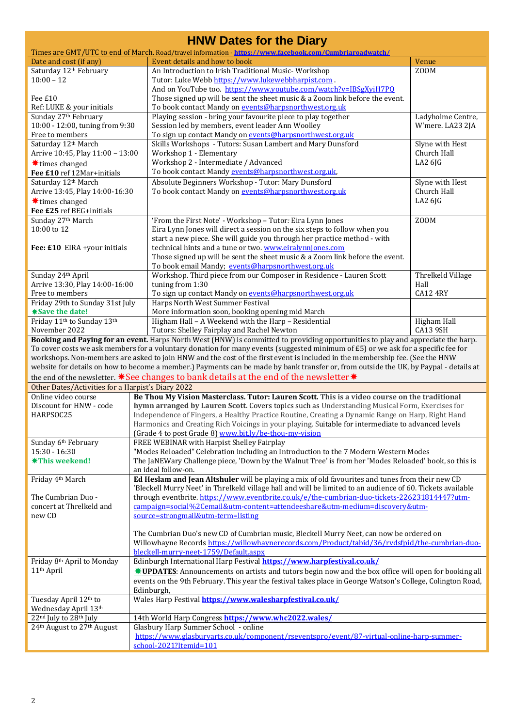# HNW Dates for the Diary

Times are GMT/UTC to end of March. Road/travel information - **https://www.facebook.com/Cumbriaroadwatch/**

| Date and cost (if any) | Event details and how to book | Venue |
|---|---|---|
| Saturday 12th February<br>10:00 – 12<br><br>Fee £10<br>Ref: LUKE & your initials | An Introduction to Irish Traditional Music- Workshop<br>Tutor: Luke Webb https://www.lukewebbharpist.com .<br>And on YouTube too. https://www.youtube.com/watch?v=IBSgXyiH7PQ<br>Those signed up will be sent the sheet music & a Zoom link before the event.<br>To book contact Mandy on events@harpsnorthwest.org.uk | ZOOM |
| Sunday 27th February<br>10:00 - 12:00, tuning from 9:30<br>Free to members | Playing session - bring your favourite piece to play together<br>Session led by members, event leader Ann Woolley<br>To sign up contact Mandy on events@harpsnorthwest.org.uk | Ladyholme Centre, W'mere. LA23 2JA |
| Saturday 12th March<br>Arrive 10:45, Play 11:00 – 13:00<br>✸times changed<br>**Fee £10** ref 12Mar+initials | Skills Workshops - Tutors: Susan Lambert and Mary Dunsford<br>Workshop 1 - Elementary<br>Workshop 2 - Intermediate / Advanced<br>To book contact Mandy events@harpsnorthwest.org.uk, | Slyne with Hest Church Hall<br>LA2 6JG |
| Saturday 12th March<br>Arrive 13:45, Play 14:00-16:30<br>✸times changed<br>**Fee £25** ref BEG+initials | Absolute Beginners Workshop - Tutor: Mary Dunsford<br>To book contact Mandy on events@harpsnorthwest.org.uk | Slyne with Hest Church Hall<br>LA2 6JG |
| Sunday 27th March<br>10:00 to 12<br><br>**Fee: £10** EIRA +your initials | 'From the First Note' - Workshop – Tutor: Eira Lynn Jones<br>Eira Lynn Jones will direct a session on the six steps to follow when you start a new piece. She will guide you through her practice method - with technical hints and a tune or two. www.eiralynnjones.com<br>Those signed up will be sent the sheet music & a Zoom link before the event.<br>To book email Mandy; events@harpsnorthwest.org.uk | ZOOM |
| Sunday 24th April<br>Arrive 13:30, Play 14:00-16:00<br>Free to members | Workshop. Third piece from our Composer in Residence - Lauren Scott<br>tuning from 1:30<br>To sign up contact Mandy on events@harpsnorthwest.org.uk | Threlkeld Village Hall<br>CA12 4RY |
| Friday 29th to Sunday 31st July<br>**✸Save the date!** | Harps North West Summer Festival<br>More information soon, booking opening mid March | |
| Friday 11th to Sunday 13th November 2022 | Higham Hall – A Weekend with the Harp – Residential<br>Tutors: Shelley Fairplay and Rachel Newton | Higham Hall<br>CA13 9SH |

**Booking and Paying for an event.** Harps North West (HNW) is committed to providing opportunities to play and appreciate the harp. To cover costs we ask members for a voluntary donation for many events (suggested minimum of £5) or we ask for a specific fee for workshops. Non-members are asked to join HNW and the cost of the first event is included in the membership fee. (See the HNW website for details on how to become a member.) Payments can be made by bank transfer or, from outside the UK, by Paypal - details at the end of the newsletter. ✸See changes to bank details at the end of the newsletter✸

| Other Dates/Activities for a Harpist's Diary 2022 | |
|---|---|
| Online video course<br>Discount for HNW - code HARPSOC25 | **Be Thou My Vision Masterclass. Tutor: Lauren Scott. This is a video course on the traditional hymn arranged by Lauren Scott.** Covers topics such as Understanding Musical Form, Exercises for Independence of Fingers, a Healthy Practice Routine, Creating a Dynamic Range on Harp, Right Hand Harmonics and Creating Rich Voicings in your playing. Suitable for intermediate to advanced levels (Grade 4 to post Grade 8) www.bit.ly/be-thou-my-vision |
| Sunday 6th February<br>15:30 - 16:30<br>**✸This weekend!** | FREE WEBINAR with Harpist Shelley Fairplay<br>"Modes Reloaded" Celebration including an Introduction to the 7 Modern Western Modes<br>The JaNEWary Challenge piece, 'Down by the Walnut Tree' is from her 'Modes Reloaded' book, so this is an ideal follow-on. |
| Friday 4th March<br><br>The Cumbrian Duo - concert at Threlkeld and new CD | **Ed Heslam and Jean Altshuler** will be playing a mix of old favourites and tunes from their new CD 'Bleckell Murry Neet' in Threlkeld village hall and will be limited to an audience of 60. Tickets available through eventbrite. https://www.eventbrite.co.uk/e/the-cumbrian-duo-tickets-226231814447?utm-campaign=social%2Cemail&utm-content=attendeeshare&utm-medium=discovery&utm-source=strongmail&utm-term=listing<br><br>The Cumbrian Duo's new CD of Cumbrian music, Bleckell Murry Neet, can now be ordered on Willowhayne Records https://willowhaynerecords.com/Product/tabid/36/rvdsfpid/the-cumbrian-duo-bleckell-murry-neet-1759/Default.aspx |
| Friday 8th April to Monday 11th April | Edinburgh International Harp Festival **https://www.harpfestival.co.uk/**<br>**✸UPDATES**: Announcements on artists and tutors begin now and the box office will open for booking all events on the 9th February. This year the festival takes place in George Watson's College, Colington Road, Edinburgh, |
| Tuesday April 12th to Wednesday April 13th | Wales Harp Festival **https://www.walesharpfestival.co.uk/** |
| 22nd July to 28th July | 14th World Harp Congress **https://www.whc2022.wales/** |
| 24th August to 27th August | Glasbury Harp Summer School - online<br>https://www.glasburyarts.co.uk/component/rseventspro/event/87-virtual-online-harp-summer-school-2021?Itemid=101 |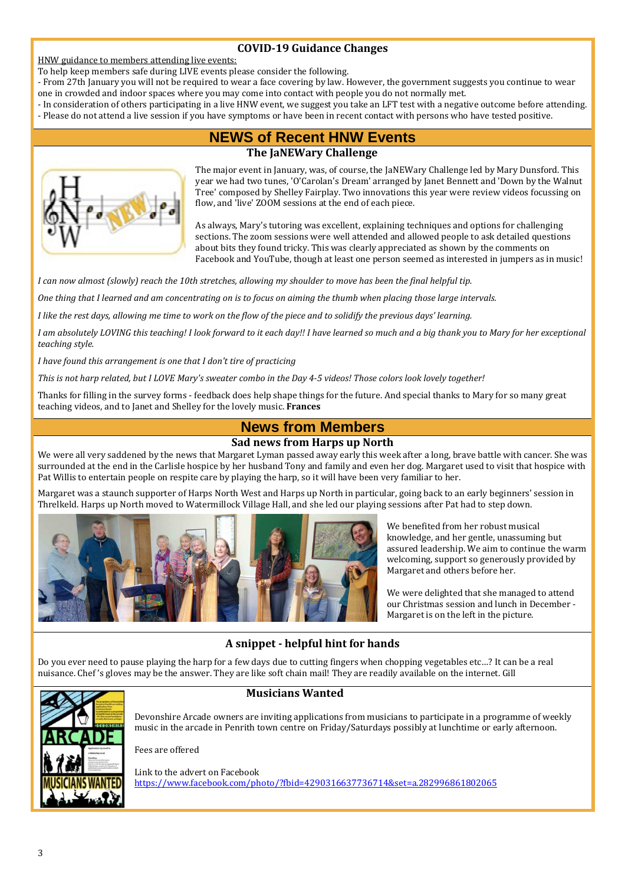## COVID-19 Guidance Changes

HNW guidance to members attending live events:

To help keep members safe during LIVE events please consider the following.

- From 27th January you will not be required to wear a face covering by law. However, the government suggests you continue to wear one in crowded and indoor spaces where you may come into contact with people you do not normally met.
- In consideration of others participating in a live HNW event, we suggest you take an LFT test with a negative outcome before attending.
- Please do not attend a live session if you have symptoms or have been in recent contact with persons who have tested positive.

# NEWS of Recent HNW Events

## The JaNEWary Challenge

The major event in January, was, of course, the JaNEWary Challenge led by Mary Dunsford. This year we had two tunes, 'O'Carolan's Dream' arranged by Janet Bennett and 'Down by the Walnut Tree' composed by Shelley Fairplay. Two innovations this year were review videos focussing on flow, and 'live' ZOOM sessions at the end of each piece.

As always, Mary's tutoring was excellent, explaining techniques and options for challenging sections. The zoom sessions were well attended and allowed people to ask detailed questions about bits they found tricky. This was clearly appreciated as shown by the comments on Facebook and YouTube, though at least one person seemed as interested in jumpers as in music!

*I can now almost (slowly) reach the 10th stretches, allowing my shoulder to move has been the final helpful tip.*

*One thing that I learned and am concentrating on is to focus on aiming the thumb when placing those large intervals.*

*I like the rest days, allowing me time to work on the flow of the piece and to solidify the previous days' learning.*

*I am absolutely LOVING this teaching! I look forward to it each day!! I have learned so much and a big thank you to Mary for her exceptional teaching style.*

*I have found this arrangement is one that I don't tire of practicing*

*This is not harp related, but I LOVE Mary's sweater combo in the Day 4-5 videos! Those colors look lovely together!*

Thanks for filling in the survey forms - feedback does help shape things for the future. And special thanks to Mary for so many great teaching videos, and to Janet and Shelley for the lovely music. **Frances**

# News from Members

## Sad news from Harps up North

We were all very saddened by the news that Margaret Lyman passed away early this week after a long, brave battle with cancer. She was surrounded at the end in the Carlisle hospice by her husband Tony and family and even her dog. Margaret used to visit that hospice with Pat Willis to entertain people on respite care by playing the harp, so it will have been very familiar to her.

Margaret was a staunch supporter of Harps North West and Harps up North in particular, going back to an early beginners' session in Threlkeld. Harps up North moved to Watermillock Village Hall, and she led our playing sessions after Pat had to step down.

We benefited from her robust musical knowledge, and her gentle, unassuming but assured leadership. We aim to continue the warm welcoming, support so generously provided by Margaret and others before her.

We were delighted that she managed to attend our Christmas session and lunch in December - Margaret is on the left in the picture.

## A snippet - helpful hint for hands

Do you ever need to pause playing the harp for a few days due to cutting fingers when chopping vegetables etc…? It can be a real nuisance. Chef's gloves may be the answer. They are like soft chain mail! They are readily available on the internet. Gill

## Musicians Wanted

Devonshire Arcade owners are inviting applications from musicians to participate in a programme of weekly music in the arcade in Penrith town centre on Friday/Saturdays possibly at lunchtime or early afternoon.

Fees are offered

Link to the advert on Facebook
https://www.facebook.com/photo/?fbid=4290316637736714&set=a.282996861802065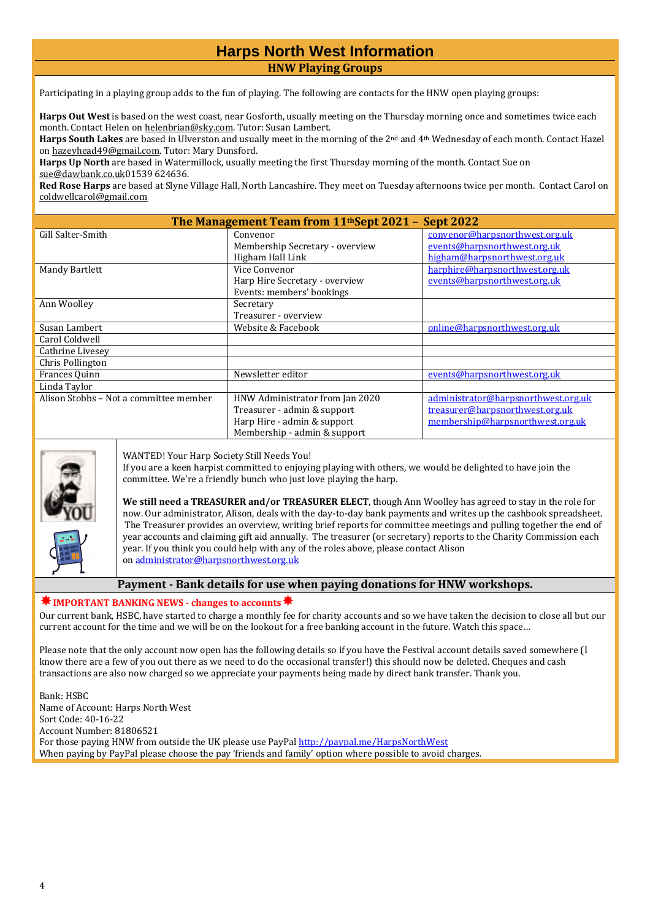# Harps North West Information

## HNW Playing Groups

Participating in a playing group adds to the fun of playing. The following are contacts for the HNW open playing groups:

**Harps Out West** is based on the west coast, near Gosforth, usually meeting on the Thursday morning once and sometimes twice each month. Contact Helen on helenbrian@sky.com. Tutor: Susan Lambert.
**Harps South Lakes** are based in Ulverston and usually meet in the morning of the 2nd and 4th Wednesday of each month. Contact Hazel on hazeyhead49@gmail.com. Tutor: Mary Dunsford.
**Harps Up North** are based in Watermillock, usually meeting the first Thursday morning of the month. Contact Sue on sue@dawbank.co.uk01539 624636.
**Red Rose Harps** are based at Slyne Village Hall, North Lancashire. They meet on Tuesday afternoons twice per month. Contact Carol on coldwellcarol@gmail.com

## The Management Team from 11th Sept 2021 – Sept 2022

| | | |
|---|---|---|
| Gill Salter-Smith | Convenor<br>Membership Secretary - overview<br>Higham Hall Link | convenor@harpsnorthwest.org.uk<br>events@harpsnorthwest.org.uk<br>higham@harpsnorthwest.org.uk |
| Mandy Bartlett | Vice Convenor<br>Harp Hire Secretary - overview<br>Events: members' bookings | harphire@harpsnorthwest.org.uk<br>events@harpsnorthwest.org.uk |
| Ann Woolley | Secretary<br>Treasurer - overview | |
| Susan Lambert | Website & Facebook | online@harpsnorthwest.org.uk |
| Carol Coldwell | | |
| Cathrine Livesey | | |
| Chris Pollington | | |
| Frances Quinn | Newsletter editor | events@harpsnorthwest.org.uk |
| Linda Taylor | | |
| Alison Stobbs – Not a committee member | HNW Administrator from Jan 2020<br>Treasurer - admin & support<br>Harp Hire - admin & support<br>Membership - admin & support | administrator@harpsnorthwest.org.uk<br>treasurer@harpsnorthwest.org.uk<br>membership@harpsnorthwest.org.uk |

WANTED! Your Harp Society Still Needs You!
If you are a keen harpist committed to enjoying playing with others, we would be delighted to have join the committee. We're a friendly bunch who just love playing the harp.

**We still need a TREASURER and/or TREASURER ELECT**, though Ann Woolley has agreed to stay in the role for now. Our administrator, Alison, deals with the day-to-day bank payments and writes up the cashbook spreadsheet. The Treasurer provides an overview, writing brief reports for committee meetings and pulling together the end of year accounts and claiming gift aid annually. The treasurer (or secretary) reports to the Charity Commission each year. If you think you could help with any of the roles above, please contact Alison on administrator@harpsnorthwest.org.uk

## Payment - Bank details for use when paying donations for HNW workshops.

**IMPORTANT BANKING NEWS - changes to accounts**

Our current bank, HSBC, have started to charge a monthly fee for charity accounts and so we have taken the decision to close all but our current account for the time and we will be on the lookout for a free banking account in the future. Watch this space…

Please note that the only account now open has the following details so if you have the Festival account details saved somewhere (I know there are a few of you out there as we need to do the occasional transfer!) this should now be deleted. Cheques and cash transactions are also now charged so we appreciate your payments being made by direct bank transfer. Thank you.

Bank: HSBC
Name of Account: Harps North West
Sort Code: 40-16-22
Account Number: 81806521
For those paying HNW from outside the UK please use PayPal http://paypal.me/HarpsNorthWest
When paying by PayPal please choose the pay 'friends and family' option where possible to avoid charges.